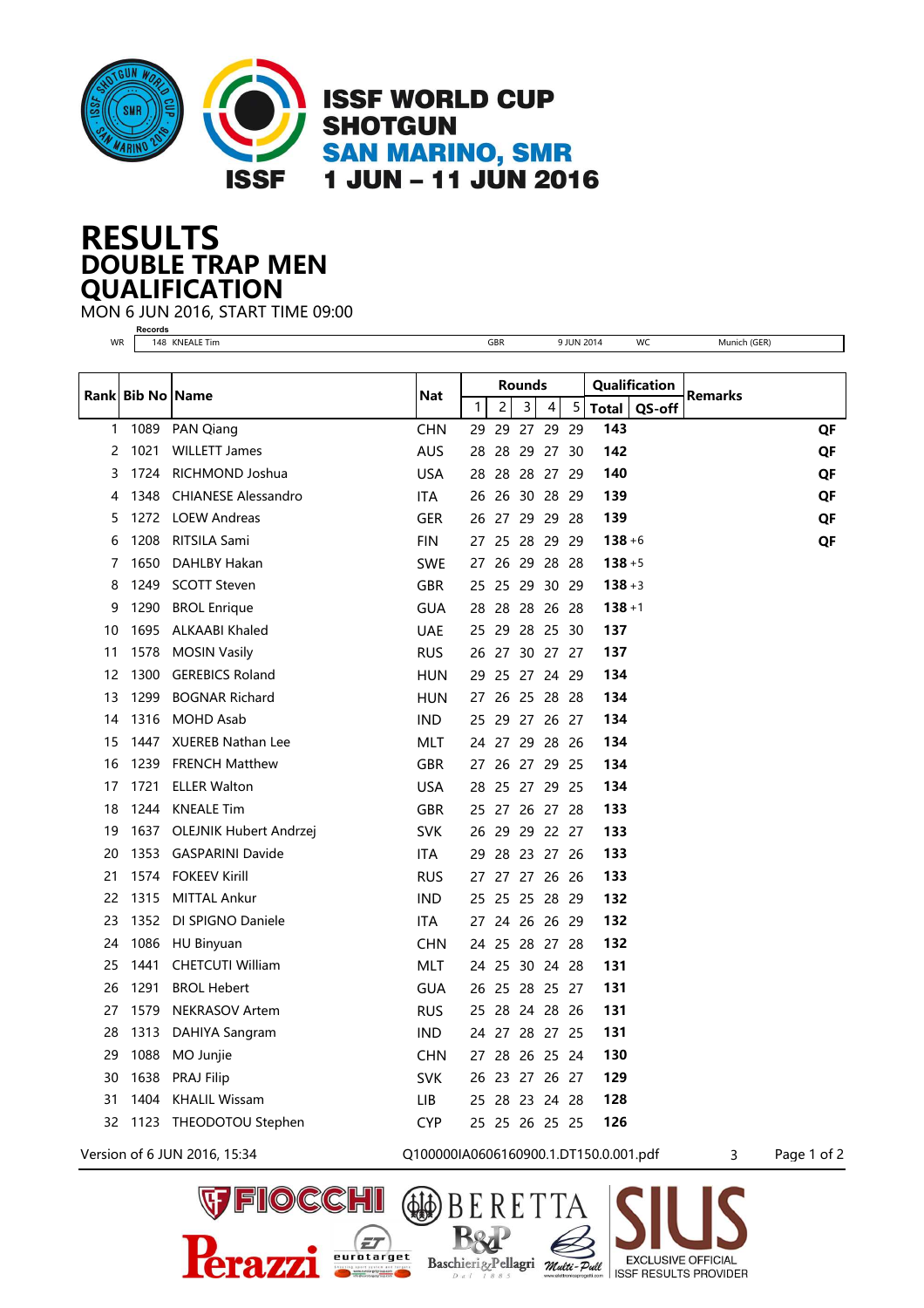# ISSF WORLD CUP SHOTGUN
## SAN MARINO, SMR
## 1 JUN – 11 JUN 2016

# RESULTS
## DOUBLE TRAP MEN
## QUALIFICATION

MON 6 JUN 2016, START TIME 09:00

Records

| | | | | | |
|---|---|---|---|---|---|
| WR | 148 KNEALE Tim | GBR | 9 JUN 2014 | WC | Munich (GER) |

| Rank | Bib No | Name | Nat | Rounds | | | | | Qualification | | Remarks |
|---|---|---|---|---|---|---|---|---|---|---|---|
| | | | | 1 | 2 | 3 | 4 | 5 | Total | QS-off | |
| 1 | 1089 | PAN Qiang | CHN | 29 | 29 | 27 | 29 | 29 | 143 | | QF |
| 2 | 1021 | WILLETT James | AUS | 28 | 28 | 29 | 27 | 30 | 142 | | QF |
| 3 | 1724 | RICHMOND Joshua | USA | 28 | 28 | 28 | 27 | 29 | 140 | | QF |
| 4 | 1348 | CHIANESE Alessandro | ITA | 26 | 26 | 30 | 28 | 29 | 139 | | QF |
| 5 | 1272 | LOEW Andreas | GER | 26 | 27 | 29 | 29 | 28 | 139 | | QF |
| 6 | 1208 | RITSILA Sami | FIN | 27 | 25 | 28 | 29 | 29 | 138 | +6 | QF |
| 7 | 1650 | DAHLBY Hakan | SWE | 27 | 26 | 29 | 28 | 28 | 138 | +5 | |
| 8 | 1249 | SCOTT Steven | GBR | 25 | 25 | 29 | 30 | 29 | 138 | +3 | |
| 9 | 1290 | BROL Enrique | GUA | 28 | 28 | 28 | 26 | 28 | 138 | +1 | |
| 10 | 1695 | ALKAABI Khaled | UAE | 25 | 29 | 28 | 25 | 30 | 137 | | |
| 11 | 1578 | MOSIN Vasily | RUS | 26 | 27 | 30 | 27 | 27 | 137 | | |
| 12 | 1300 | GEREBICS Roland | HUN | 29 | 25 | 27 | 24 | 29 | 134 | | |
| 13 | 1299 | BOGNAR Richard | HUN | 27 | 26 | 25 | 28 | 28 | 134 | | |
| 14 | 1316 | MOHD Asab | IND | 25 | 29 | 27 | 26 | 27 | 134 | | |
| 15 | 1447 | XUEREB Nathan Lee | MLT | 24 | 27 | 29 | 28 | 26 | 134 | | |
| 16 | 1239 | FRENCH Matthew | GBR | 27 | 26 | 27 | 29 | 25 | 134 | | |
| 17 | 1721 | ELLER Walton | USA | 28 | 25 | 27 | 29 | 25 | 134 | | |
| 18 | 1244 | KNEALE Tim | GBR | 25 | 27 | 26 | 27 | 28 | 133 | | |
| 19 | 1637 | OLEJNIK Hubert Andrzej | SVK | 26 | 29 | 29 | 22 | 27 | 133 | | |
| 20 | 1353 | GASPARINI Davide | ITA | 29 | 28 | 23 | 27 | 26 | 133 | | |
| 21 | 1574 | FOKEEV Kirill | RUS | 27 | 27 | 27 | 26 | 26 | 133 | | |
| 22 | 1315 | MITTAL Ankur | IND | 25 | 25 | 25 | 28 | 29 | 132 | | |
| 23 | 1352 | DI SPIGNO Daniele | ITA | 27 | 24 | 26 | 26 | 29 | 132 | | |
| 24 | 1086 | HU Binyuan | CHN | 24 | 25 | 28 | 27 | 28 | 132 | | |
| 25 | 1441 | CHETCUTI William | MLT | 24 | 25 | 30 | 24 | 28 | 131 | | |
| 26 | 1291 | BROL Hebert | GUA | 26 | 25 | 28 | 25 | 27 | 131 | | |
| 27 | 1579 | NEKRASOV Artem | RUS | 25 | 28 | 24 | 28 | 26 | 131 | | |
| 28 | 1313 | DAHIYA Sangram | IND | 24 | 27 | 28 | 27 | 25 | 131 | | |
| 29 | 1088 | MO Junjie | CHN | 27 | 28 | 26 | 25 | 24 | 130 | | |
| 30 | 1638 | PRAJ Filip | SVK | 26 | 23 | 27 | 26 | 27 | 129 | | |
| 31 | 1404 | KHALIL Wissam | LIB | 25 | 28 | 23 | 24 | 28 | 128 | | |
| 32 | 1123 | THEODOTOU Stephen | CYP | 25 | 25 | 26 | 25 | 25 | 126 | | |

Version of 6 JUN 2016, 15:34 Q100000IA0606160900.1.DT150.0.001.pdf 3

FIOCCHI BERETTA SIUS Perazzi eurotarget B&P Baschieri & Pellagri Multi-Pull EXCLUSIVE OFFICIAL ISSF RESULTS PROVIDER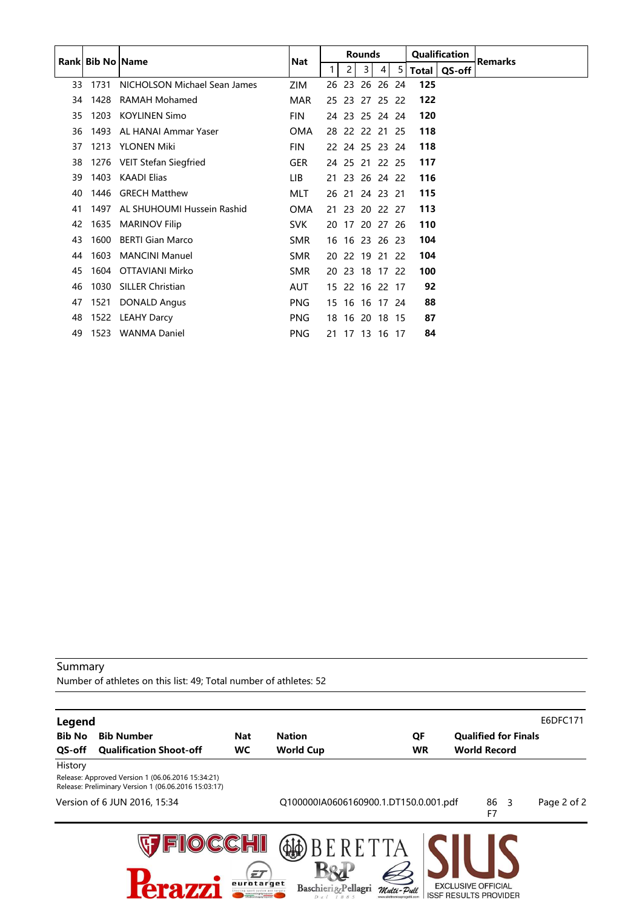| Rank | Bib No | Name | Nat | Rounds | | | | | Qualification | | Remarks |
|---|---|---|---|---|---|---|---|---|---|---|---|
| | | | | 1 | 2 | 3 | 4 | 5 | Total | QS-off | |
| 33 | 1731 | NICHOLSON Michael Sean James | ZIM | 26 | 23 | 26 | 26 | 24 | **125** | | |
| 34 | 1428 | RAMAH Mohamed | MAR | 25 | 23 | 27 | 25 | 22 | **122** | | |
| 35 | 1203 | KOYLINEN Simo | FIN | 24 | 23 | 25 | 24 | 24 | **120** | | |
| 36 | 1493 | AL HANAI Ammar Yaser | OMA | 28 | 22 | 22 | 21 | 25 | **118** | | |
| 37 | 1213 | YLONEN Miki | FIN | 22 | 24 | 25 | 23 | 24 | **118** | | |
| 38 | 1276 | VEIT Stefan Siegfried | GER | 24 | 25 | 21 | 22 | 25 | **117** | | |
| 39 | 1403 | KAADI Elias | LIB | 21 | 23 | 26 | 24 | 22 | **116** | | |
| 40 | 1446 | GRECH Matthew | MLT | 26 | 21 | 24 | 23 | 21 | **115** | | |
| 41 | 1497 | AL SHUHOUMI Hussein Rashid | OMA | 21 | 23 | 20 | 22 | 27 | **113** | | |
| 42 | 1635 | MARINOV Filip | SVK | 20 | 17 | 20 | 27 | 26 | **110** | | |
| 43 | 1600 | BERTI Gian Marco | SMR | 16 | 16 | 23 | 26 | 23 | **104** | | |
| 44 | 1603 | MANCINI Manuel | SMR | 20 | 22 | 19 | 21 | 22 | **104** | | |
| 45 | 1604 | OTTAVIANI Mirko | SMR | 20 | 23 | 18 | 17 | 22 | **100** | | |
| 46 | 1030 | SILLER Christian | AUT | 15 | 22 | 16 | 22 | 17 | **92** | | |
| 47 | 1521 | DONALD Angus | PNG | 15 | 16 | 16 | 17 | 24 | **88** | | |
| 48 | 1522 | LEAHY Darcy | PNG | 18 | 16 | 20 | 18 | 15 | **87** | | |
| 49 | 1523 | WANMA Daniel | PNG | 21 | 17 | 13 | 16 | 17 | **84** | | |

Summary

Number of athletes on this list: 49; Total number of athletes: 52

**Legend** E6DFC171

| | | | | | |
|---|---|---|---|---|---|
| **Bib No** | **Bib Number** | **Nat** | **Nation** | **QF** | **Qualified for Finals** |
| **QS-off** | **Qualification Shoot-off** | **WC** | **World Cup** | **WR** | **World Record** |

History

Release: Approved Version 1 (06.06.2016 15:34:21)
Release: Preliminary Version 1 (06.06.2016 15:03:17)

Version of 6 JUN 2016, 15:34 Q100000IA0606160900.1.DT150.0.001.pdf 86 3 F7

FIOCCHI BERETTA Perazzi eurotarget B&P Baschieri & Pellagri Multi-Pull SIUS EXCLUSIVE OFFICIAL ISSF RESULTS PROVIDER